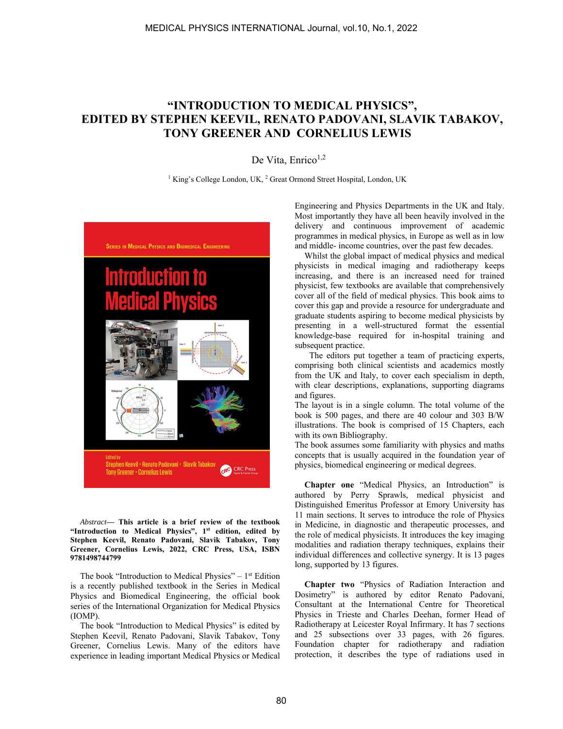# "INTRODUCTION TO MEDICAL PHYSICS", EDITED BY STEPHEN KEEVIL, RENATO PADOVANI, SLAVIK TABAKOV, TONY GREENER AND CORNELIUS LEWIS

De Vita, Enrico[1,2]

[1] King's College London, UK, [2] Great Ormond Street Hospital, London, UK

*Abstract*— **This article is a brief review of the textbook "Introduction to Medical Physics", 1st edition, edited by Stephen Keevil, Renato Padovani, Slavik Tabakov, Tony Greener, Cornelius Lewis, 2022, CRC Press, USA, ISBN 9781498744799**

The book "Introduction to Medical Physics" – 1st Edition is a recently published textbook in the Series in Medical Physics and Biomedical Engineering, the official book series of the International Organization for Medical Physics (IOMP).

The book "Introduction to Medical Physics" is edited by Stephen Keevil, Renato Padovani, Slavik Tabakov, Tony Greener, Cornelius Lewis. Many of the editors have experience in leading important Medical Physics or Medical Engineering and Physics Departments in the UK and Italy. Most importantly they have all been heavily involved in the delivery and continuous improvement of academic programmes in medical physics, in Europe as well as in low and middle- income countries, over the past few decades.

Whilst the global impact of medical physics and medical physicists in medical imaging and radiotherapy keeps increasing, and there is an increased need for trained physicist, few textbooks are available that comprehensively cover all of the field of medical physics. This book aims to cover this gap and provide a resource for undergraduate and graduate students aspiring to become medical physicists by presenting in a well-structured format the essential knowledge-base required for in-hospital training and subsequent practice.

The editors put together a team of practicing experts, comprising both clinical scientists and academics mostly from the UK and Italy, to cover each specialism in depth, with clear descriptions, explanations, supporting diagrams and figures.

The layout is in a single column. The total volume of the book is 500 pages, and there are 40 colour and 303 B/W illustrations. The book is comprised of 15 Chapters, each with its own Bibliography.

The book assumes some familiarity with physics and maths concepts that is usually acquired in the foundation year of physics, biomedical engineering or medical degrees.

**Chapter one** "Medical Physics, an Introduction" is authored by Perry Sprawls, medical physicist and Distinguished Emeritus Professor at Emory University has 11 main sections. It serves to introduce the role of Physics in Medicine, in diagnostic and therapeutic processes, and the role of medical physicists. It introduces the key imaging modalities and radiation therapy techniques, explains their individual differences and collective synergy. It is 13 pages long, supported by 13 figures.

**Chapter two** "Physics of Radiation Interaction and Dosimetry" is authored by editor Renato Padovani, Consultant at the International Centre for Theoretical Physics in Trieste and Charles Deehan, former Head of Radiotherapy at Leicester Royal Infirmary. It has 7 sections and 25 subsections over 33 pages, with 26 figures. Foundation chapter for radiotherapy and radiation protection, it describes the type of radiations used in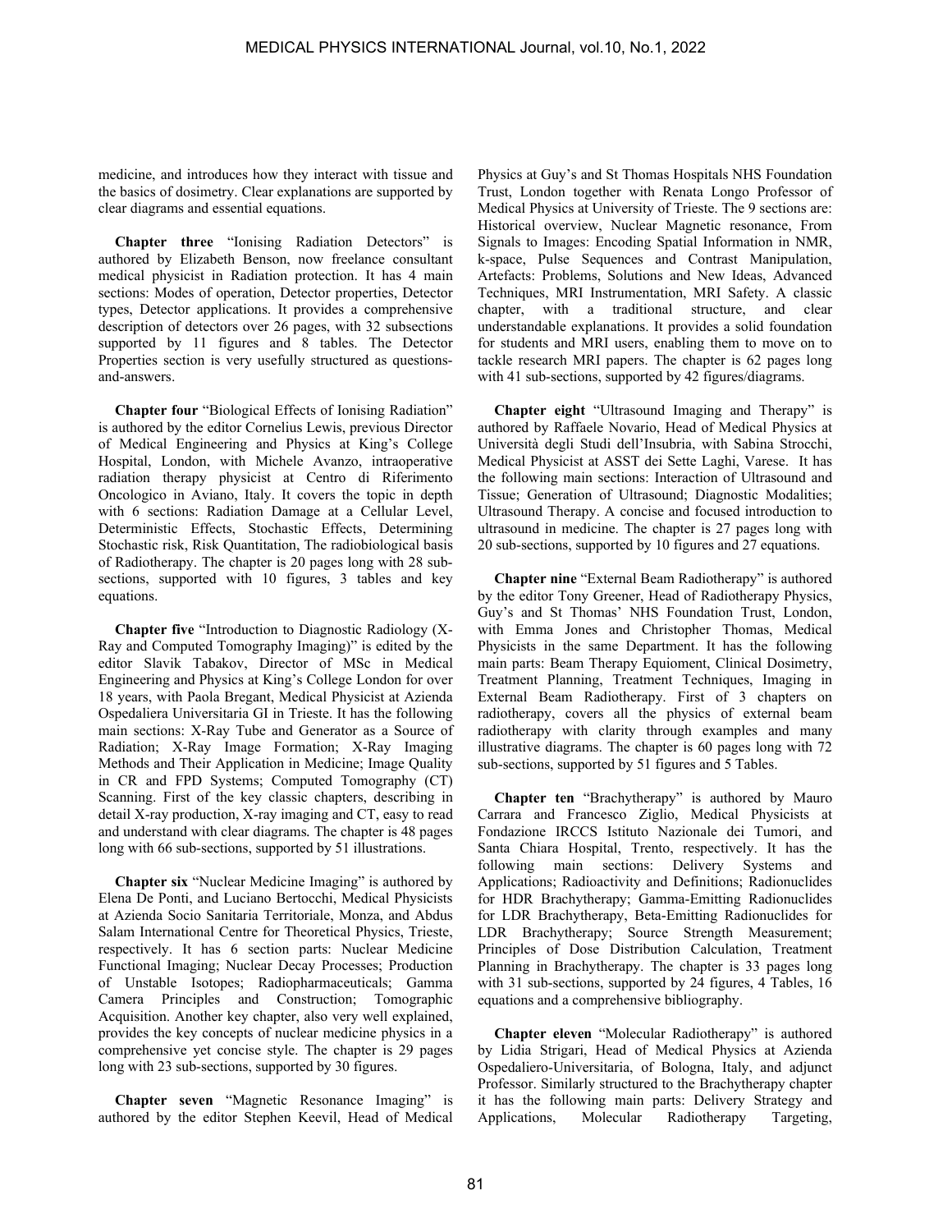medicine, and introduces how they interact with tissue and the basics of dosimetry. Clear explanations are supported by clear diagrams and essential equations.

**Chapter three** "Ionising Radiation Detectors" is authored by Elizabeth Benson, now freelance consultant medical physicist in Radiation protection. It has 4 main sections: Modes of operation, Detector properties, Detector types, Detector applications. It provides a comprehensive description of detectors over 26 pages, with 32 subsections supported by 11 figures and 8 tables. The Detector Properties section is very usefully structured as questions-and-answers.

**Chapter four** "Biological Effects of Ionising Radiation" is authored by the editor Cornelius Lewis, previous Director of Medical Engineering and Physics at King's College Hospital, London, with Michele Avanzo, intraoperative radiation therapy physicist at Centro di Riferimento Oncologico in Aviano, Italy. It covers the topic in depth with 6 sections: Radiation Damage at a Cellular Level, Deterministic Effects, Stochastic Effects, Determining Stochastic risk, Risk Quantitation, The radiobiological basis of Radiotherapy. The chapter is 20 pages long with 28 sub-sections, supported with 10 figures, 3 tables and key equations.

**Chapter five** "Introduction to Diagnostic Radiology (X-Ray and Computed Tomography Imaging)" is edited by the editor Slavik Tabakov, Director of MSc in Medical Engineering and Physics at King's College London for over 18 years, with Paola Bregant, Medical Physicist at Azienda Ospedaliera Universitaria GI in Trieste. It has the following main sections: X-Ray Tube and Generator as a Source of Radiation; X-Ray Image Formation; X-Ray Imaging Methods and Their Application in Medicine; Image Quality in CR and FPD Systems; Computed Tomography (CT) Scanning. First of the key classic chapters, describing in detail X-ray production, X-ray imaging and CT, easy to read and understand with clear diagrams. The chapter is 48 pages long with 66 sub-sections, supported by 51 illustrations.

**Chapter six** "Nuclear Medicine Imaging" is authored by Elena De Ponti, and Luciano Bertocchi, Medical Physicists at Azienda Socio Sanitaria Territoriale, Monza, and Abdus Salam International Centre for Theoretical Physics, Trieste, respectively. It has 6 section parts: Nuclear Medicine Functional Imaging; Nuclear Decay Processes; Production of Unstable Isotopes; Radiopharmaceuticals; Gamma Camera Principles and Construction; Tomographic Acquisition. Another key chapter, also very well explained, provides the key concepts of nuclear medicine physics in a comprehensive yet concise style. The chapter is 29 pages long with 23 sub-sections, supported by 30 figures.

**Chapter seven** "Magnetic Resonance Imaging" is authored by the editor Stephen Keevil, Head of Medical Physics at Guy's and St Thomas Hospitals NHS Foundation Trust, London together with Renata Longo Professor of Medical Physics at University of Trieste. The 9 sections are: Historical overview, Nuclear Magnetic resonance, From Signals to Images: Encoding Spatial Information in NMR, k-space, Pulse Sequences and Contrast Manipulation, Artefacts: Problems, Solutions and New Ideas, Advanced Techniques, MRI Instrumentation, MRI Safety. A classic chapter, with a traditional structure, and clear understandable explanations. It provides a solid foundation for students and MRI users, enabling them to move on to tackle research MRI papers. The chapter is 62 pages long with 41 sub-sections, supported by 42 figures/diagrams.

**Chapter eight** "Ultrasound Imaging and Therapy" is authored by Raffaele Novario, Head of Medical Physics at Università degli Studi dell'Insubria, with Sabina Strocchi, Medical Physicist at ASST dei Sette Laghi, Varese. It has the following main sections: Interaction of Ultrasound and Tissue; Generation of Ultrasound; Diagnostic Modalities; Ultrasound Therapy. A concise and focused introduction to ultrasound in medicine. The chapter is 27 pages long with 20 sub-sections, supported by 10 figures and 27 equations.

**Chapter nine** "External Beam Radiotherapy" is authored by the editor Tony Greener, Head of Radiotherapy Physics, Guy's and St Thomas' NHS Foundation Trust, London, with Emma Jones and Christopher Thomas, Medical Physicists in the same Department. It has the following main parts: Beam Therapy Equioment, Clinical Dosimetry, Treatment Planning, Treatment Techniques, Imaging in External Beam Radiotherapy. First of 3 chapters on radiotherapy, covers all the physics of external beam radiotherapy with clarity through examples and many illustrative diagrams. The chapter is 60 pages long with 72 sub-sections, supported by 51 figures and 5 Tables.

**Chapter ten** "Brachytherapy" is authored by Mauro Carrara and Francesco Ziglio, Medical Physicists at Fondazione IRCCS Istituto Nazionale dei Tumori, and Santa Chiara Hospital, Trento, respectively. It has the following main sections: Delivery Systems and Applications; Radioactivity and Definitions; Radionuclides for HDR Brachytherapy; Gamma-Emitting Radionuclides for LDR Brachytherapy, Beta-Emitting Radionuclides for LDR Brachytherapy; Source Strength Measurement; Principles of Dose Distribution Calculation, Treatment Planning in Brachytherapy. The chapter is 33 pages long with 31 sub-sections, supported by 24 figures, 4 Tables, 16 equations and a comprehensive bibliography.

**Chapter eleven** "Molecular Radiotherapy" is authored by Lidia Strigari, Head of Medical Physics at Azienda Ospedaliero-Universitaria, of Bologna, Italy, and adjunct Professor. Similarly structured to the Brachytherapy chapter it has the following main parts: Delivery Strategy and Applications, Molecular Radiotherapy Targeting,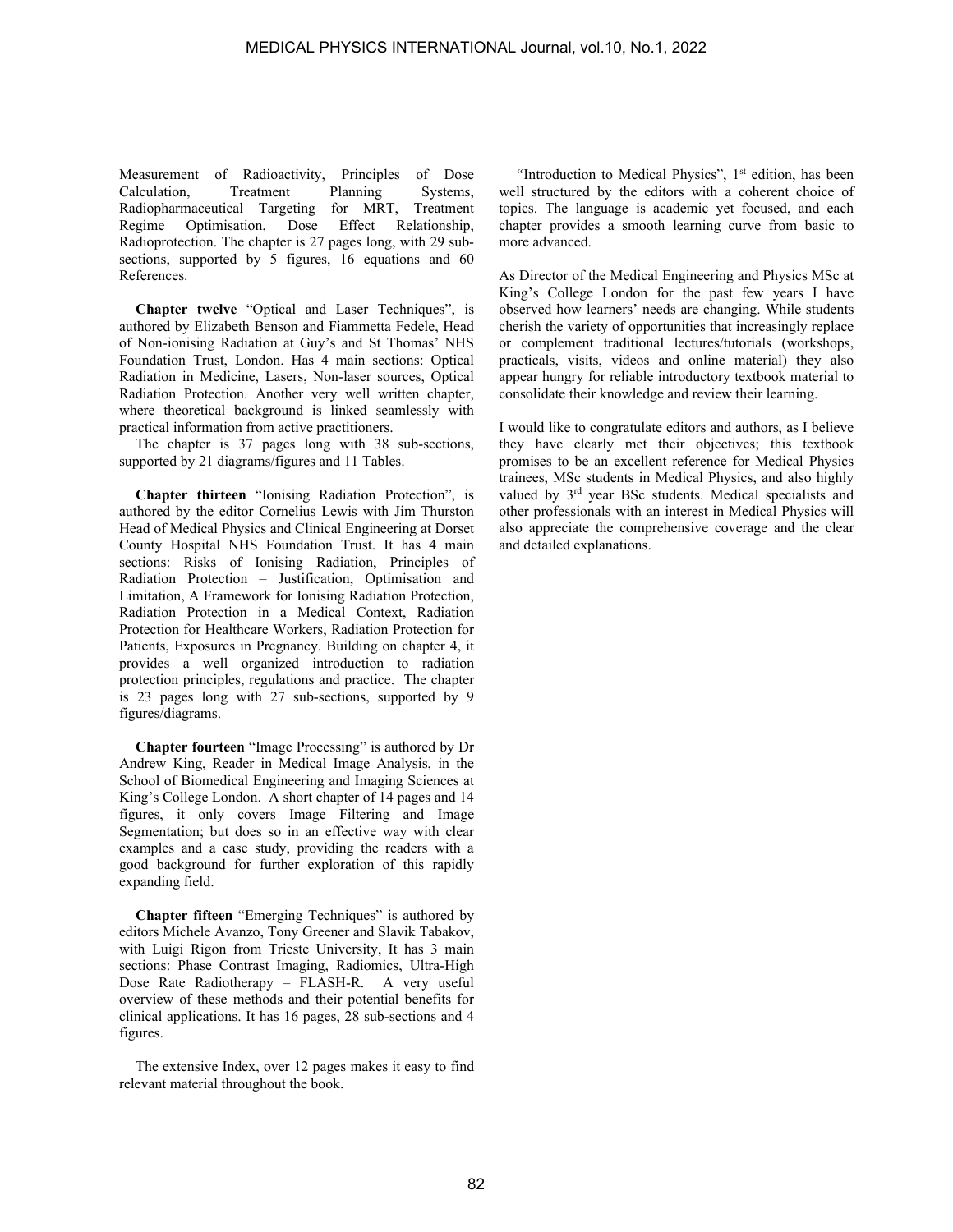Measurement of Radioactivity, Principles of Dose Calculation, Treatment Planning Systems, Radiopharmaceutical Targeting for MRT, Treatment Regime Optimisation, Dose Effect Relationship, Radioprotection. The chapter is 27 pages long, with 29 sub-sections, supported by 5 figures, 16 equations and 60 References.

**Chapter twelve** "Optical and Laser Techniques", is authored by Elizabeth Benson and Fiammetta Fedele, Head of Non-ionising Radiation at Guy's and St Thomas' NHS Foundation Trust, London. Has 4 main sections: Optical Radiation in Medicine, Lasers, Non-laser sources, Optical Radiation Protection. Another very well written chapter, where theoretical background is linked seamlessly with practical information from active practitioners.

The chapter is 37 pages long with 38 sub-sections, supported by 21 diagrams/figures and 11 Tables.

**Chapter thirteen** "Ionising Radiation Protection", is authored by the editor Cornelius Lewis with Jim Thurston Head of Medical Physics and Clinical Engineering at Dorset County Hospital NHS Foundation Trust. It has 4 main sections: Risks of Ionising Radiation, Principles of Radiation Protection – Justification, Optimisation and Limitation, A Framework for Ionising Radiation Protection, Radiation Protection in a Medical Context, Radiation Protection for Healthcare Workers, Radiation Protection for Patients, Exposures in Pregnancy. Building on chapter 4, it provides a well organized introduction to radiation protection principles, regulations and practice. The chapter is 23 pages long with 27 sub-sections, supported by 9 figures/diagrams.

**Chapter fourteen** "Image Processing" is authored by Dr Andrew King, Reader in Medical Image Analysis, in the School of Biomedical Engineering and Imaging Sciences at King's College London. A short chapter of 14 pages and 14 figures, it only covers Image Filtering and Image Segmentation; but does so in an effective way with clear examples and a case study, providing the readers with a good background for further exploration of this rapidly expanding field.

**Chapter fifteen** "Emerging Techniques" is authored by editors Michele Avanzo, Tony Greener and Slavik Tabakov, with Luigi Rigon from Trieste University, It has 3 main sections: Phase Contrast Imaging, Radiomics, Ultra-High Dose Rate Radiotherapy – FLASH-R. A very useful overview of these methods and their potential benefits for clinical applications. It has 16 pages, 28 sub-sections and 4 figures.

The extensive Index, over 12 pages makes it easy to find relevant material throughout the book.

"Introduction to Medical Physics", 1st edition, has been well structured by the editors with a coherent choice of topics. The language is academic yet focused, and each chapter provides a smooth learning curve from basic to more advanced.

As Director of the Medical Engineering and Physics MSc at King's College London for the past few years I have observed how learners' needs are changing. While students cherish the variety of opportunities that increasingly replace or complement traditional lectures/tutorials (workshops, practicals, visits, videos and online material) they also appear hungry for reliable introductory textbook material to consolidate their knowledge and review their learning.

I would like to congratulate editors and authors, as I believe they have clearly met their objectives; this textbook promises to be an excellent reference for Medical Physics trainees, MSc students in Medical Physics, and also highly valued by 3rd year BSc students. Medical specialists and other professionals with an interest in Medical Physics will also appreciate the comprehensive coverage and the clear and detailed explanations.